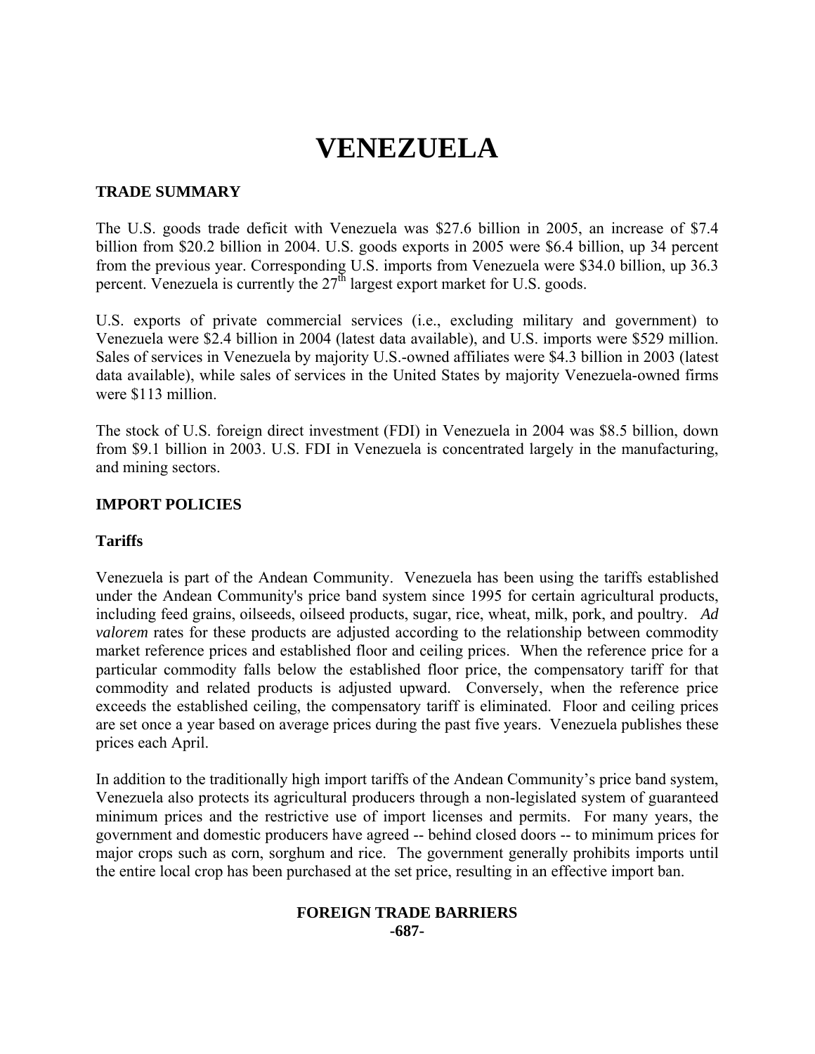# VENEZUELA

## TRADE SUMMARY

The U.S. goods trade deficit with Venezuela was $27.6 billion in 2005, an increase of $7.4 billion from $20.2 billion in 2004. U.S. goods exports in 2005 were $6.4 billion, up 34 percent from the previous year. Corresponding U.S. imports from Venezuela were $34.0 billion, up 36.3 percent. Venezuela is currently the 27th largest export market for U.S. goods.

U.S. exports of private commercial services (i.e., excluding military and government) to Venezuela were $2.4 billion in 2004 (latest data available), and U.S. imports were $529 million. Sales of services in Venezuela by majority U.S.-owned affiliates were $4.3 billion in 2003 (latest data available), while sales of services in the United States by majority Venezuela-owned firms were $113 million.

The stock of U.S. foreign direct investment (FDI) in Venezuela in 2004 was $8.5 billion, down from $9.1 billion in 2003. U.S. FDI in Venezuela is concentrated largely in the manufacturing, and mining sectors.

## IMPORT POLICIES

### Tariffs

Venezuela is part of the Andean Community. Venezuela has been using the tariffs established under the Andean Community's price band system since 1995 for certain agricultural products, including feed grains, oilseeds, oilseed products, sugar, rice, wheat, milk, pork, and poultry. *Ad valorem* rates for these products are adjusted according to the relationship between commodity market reference prices and established floor and ceiling prices. When the reference price for a particular commodity falls below the established floor price, the compensatory tariff for that commodity and related products is adjusted upward. Conversely, when the reference price exceeds the established ceiling, the compensatory tariff is eliminated. Floor and ceiling prices are set once a year based on average prices during the past five years. Venezuela publishes these prices each April.

In addition to the traditionally high import tariffs of the Andean Community's price band system, Venezuela also protects its agricultural producers through a non-legislated system of guaranteed minimum prices and the restrictive use of import licenses and permits. For many years, the government and domestic producers have agreed -- behind closed doors -- to minimum prices for major crops such as corn, sorghum and rice. The government generally prohibits imports until the entire local crop has been purchased at the set price, resulting in an effective import ban.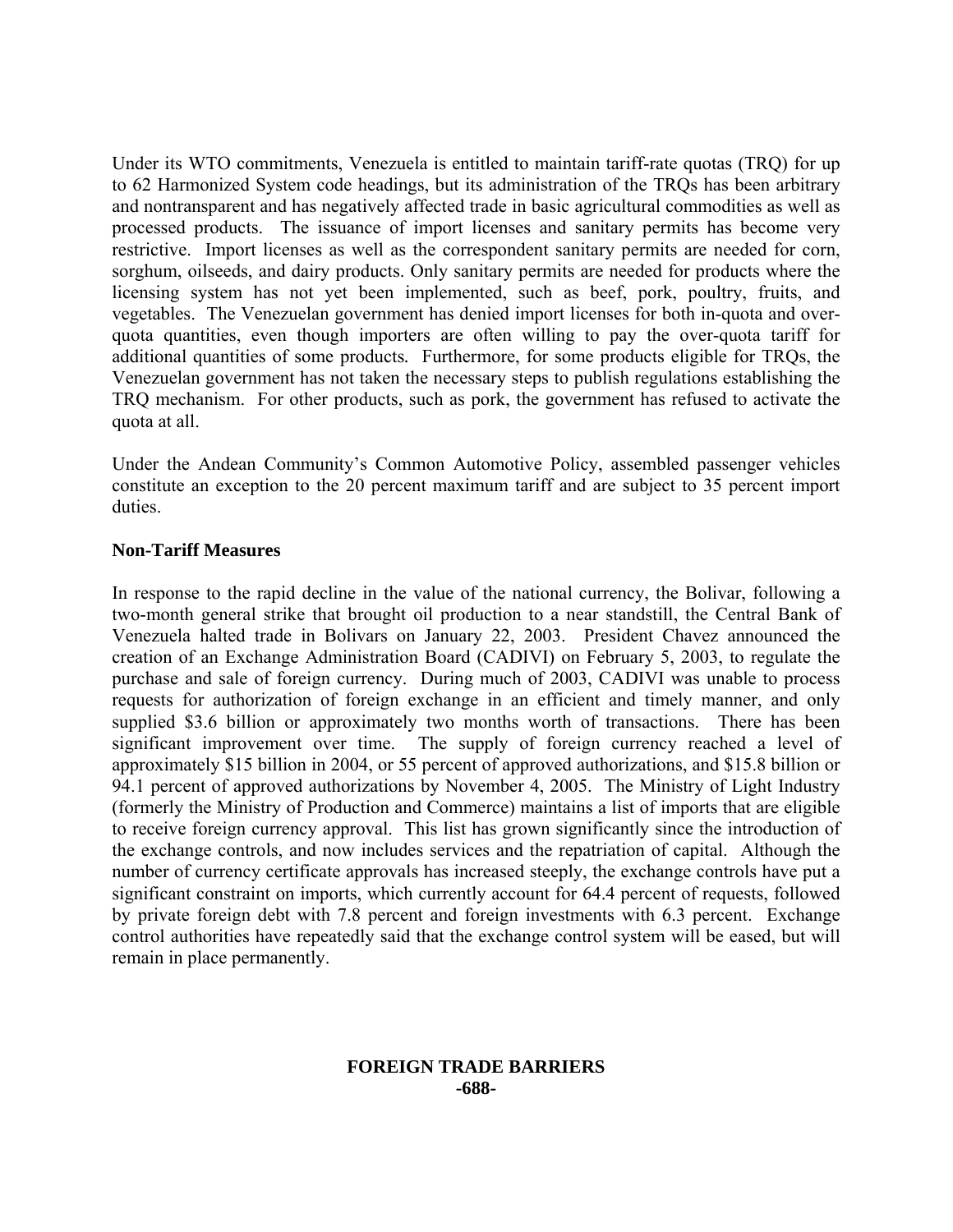Under its WTO commitments, Venezuela is entitled to maintain tariff-rate quotas (TRQ) for up to 62 Harmonized System code headings, but its administration of the TRQs has been arbitrary and nontransparent and has negatively affected trade in basic agricultural commodities as well as processed products. The issuance of import licenses and sanitary permits has become very restrictive. Import licenses as well as the correspondent sanitary permits are needed for corn, sorghum, oilseeds, and dairy products. Only sanitary permits are needed for products where the licensing system has not yet been implemented, such as beef, pork, poultry, fruits, and vegetables. The Venezuelan government has denied import licenses for both in-quota and over-quota quantities, even though importers are often willing to pay the over-quota tariff for additional quantities of some products. Furthermore, for some products eligible for TRQs, the Venezuelan government has not taken the necessary steps to publish regulations establishing the TRQ mechanism. For other products, such as pork, the government has refused to activate the quota at all.

Under the Andean Community's Common Automotive Policy, assembled passenger vehicles constitute an exception to the 20 percent maximum tariff and are subject to 35 percent import duties.

**Non-Tariff Measures**

In response to the rapid decline in the value of the national currency, the Bolivar, following a two-month general strike that brought oil production to a near standstill, the Central Bank of Venezuela halted trade in Bolivars on January 22, 2003. President Chavez announced the creation of an Exchange Administration Board (CADIVI) on February 5, 2003, to regulate the purchase and sale of foreign currency. During much of 2003, CADIVI was unable to process requests for authorization of foreign exchange in an efficient and timely manner, and only supplied $3.6 billion or approximately two months worth of transactions. There has been significant improvement over time. The supply of foreign currency reached a level of approximately $15 billion in 2004, or 55 percent of approved authorizations, and $15.8 billion or 94.1 percent of approved authorizations by November 4, 2005. The Ministry of Light Industry (formerly the Ministry of Production and Commerce) maintains a list of imports that are eligible to receive foreign currency approval. This list has grown significantly since the introduction of the exchange controls, and now includes services and the repatriation of capital. Although the number of currency certificate approvals has increased steeply, the exchange controls have put a significant constraint on imports, which currently account for 64.4 percent of requests, followed by private foreign debt with 7.8 percent and foreign investments with 6.3 percent. Exchange control authorities have repeatedly said that the exchange control system will be eased, but will remain in place permanently.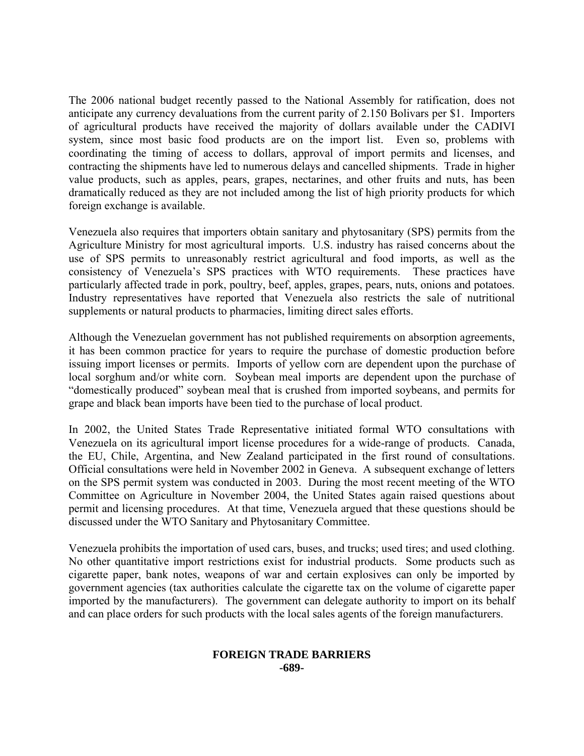The 2006 national budget recently passed to the National Assembly for ratification, does not anticipate any currency devaluations from the current parity of 2.150 Bolivars per $1. Importers of agricultural products have received the majority of dollars available under the CADIVI system, since most basic food products are on the import list. Even so, problems with coordinating the timing of access to dollars, approval of import permits and licenses, and contracting the shipments have led to numerous delays and cancelled shipments. Trade in higher value products, such as apples, pears, grapes, nectarines, and other fruits and nuts, has been dramatically reduced as they are not included among the list of high priority products for which foreign exchange is available.

Venezuela also requires that importers obtain sanitary and phytosanitary (SPS) permits from the Agriculture Ministry for most agricultural imports. U.S. industry has raised concerns about the use of SPS permits to unreasonably restrict agricultural and food imports, as well as the consistency of Venezuela's SPS practices with WTO requirements. These practices have particularly affected trade in pork, poultry, beef, apples, grapes, pears, nuts, onions and potatoes. Industry representatives have reported that Venezuela also restricts the sale of nutritional supplements or natural products to pharmacies, limiting direct sales efforts.

Although the Venezuelan government has not published requirements on absorption agreements, it has been common practice for years to require the purchase of domestic production before issuing import licenses or permits. Imports of yellow corn are dependent upon the purchase of local sorghum and/or white corn. Soybean meal imports are dependent upon the purchase of "domestically produced" soybean meal that is crushed from imported soybeans, and permits for grape and black bean imports have been tied to the purchase of local product.

In 2002, the United States Trade Representative initiated formal WTO consultations with Venezuela on its agricultural import license procedures for a wide-range of products. Canada, the EU, Chile, Argentina, and New Zealand participated in the first round of consultations. Official consultations were held in November 2002 in Geneva. A subsequent exchange of letters on the SPS permit system was conducted in 2003. During the most recent meeting of the WTO Committee on Agriculture in November 2004, the United States again raised questions about permit and licensing procedures. At that time, Venezuela argued that these questions should be discussed under the WTO Sanitary and Phytosanitary Committee.

Venezuela prohibits the importation of used cars, buses, and trucks; used tires; and used clothing. No other quantitative import restrictions exist for industrial products. Some products such as cigarette paper, bank notes, weapons of war and certain explosives can only be imported by government agencies (tax authorities calculate the cigarette tax on the volume of cigarette paper imported by the manufacturers). The government can delegate authority to import on its behalf and can place orders for such products with the local sales agents of the foreign manufacturers.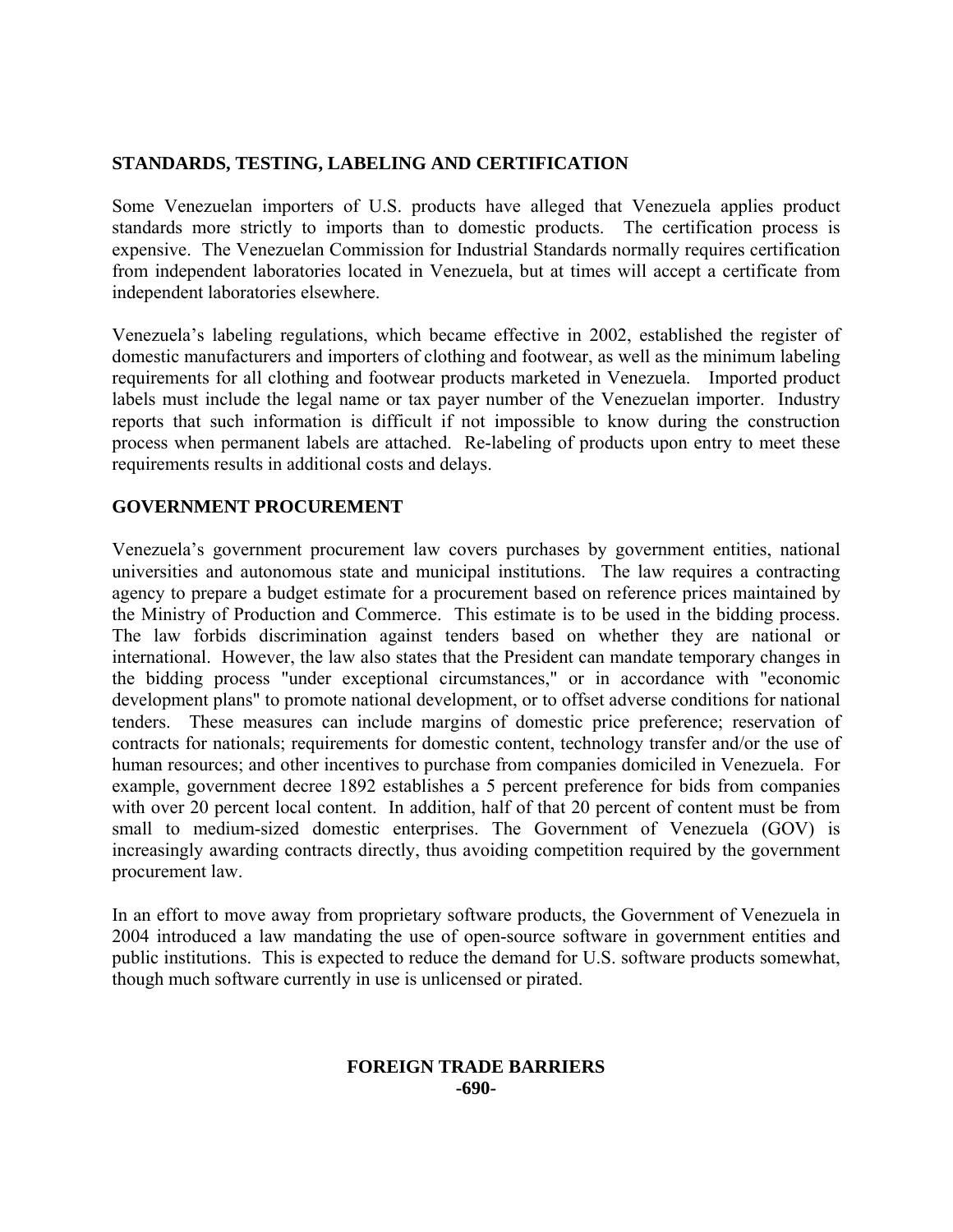## STANDARDS, TESTING, LABELING AND CERTIFICATION

Some Venezuelan importers of U.S. products have alleged that Venezuela applies product standards more strictly to imports than to domestic products. The certification process is expensive. The Venezuelan Commission for Industrial Standards normally requires certification from independent laboratories located in Venezuela, but at times will accept a certificate from independent laboratories elsewhere.

Venezuela's labeling regulations, which became effective in 2002, established the register of domestic manufacturers and importers of clothing and footwear, as well as the minimum labeling requirements for all clothing and footwear products marketed in Venezuela. Imported product labels must include the legal name or tax payer number of the Venezuelan importer. Industry reports that such information is difficult if not impossible to know during the construction process when permanent labels are attached. Re-labeling of products upon entry to meet these requirements results in additional costs and delays.

## GOVERNMENT PROCUREMENT

Venezuela's government procurement law covers purchases by government entities, national universities and autonomous state and municipal institutions. The law requires a contracting agency to prepare a budget estimate for a procurement based on reference prices maintained by the Ministry of Production and Commerce. This estimate is to be used in the bidding process. The law forbids discrimination against tenders based on whether they are national or international. However, the law also states that the President can mandate temporary changes in the bidding process "under exceptional circumstances," or in accordance with "economic development plans" to promote national development, or to offset adverse conditions for national tenders. These measures can include margins of domestic price preference; reservation of contracts for nationals; requirements for domestic content, technology transfer and/or the use of human resources; and other incentives to purchase from companies domiciled in Venezuela. For example, government decree 1892 establishes a 5 percent preference for bids from companies with over 20 percent local content. In addition, half of that 20 percent of content must be from small to medium-sized domestic enterprises. The Government of Venezuela (GOV) is increasingly awarding contracts directly, thus avoiding competition required by the government procurement law.

In an effort to move away from proprietary software products, the Government of Venezuela in 2004 introduced a law mandating the use of open-source software in government entities and public institutions. This is expected to reduce the demand for U.S. software products somewhat, though much software currently in use is unlicensed or pirated.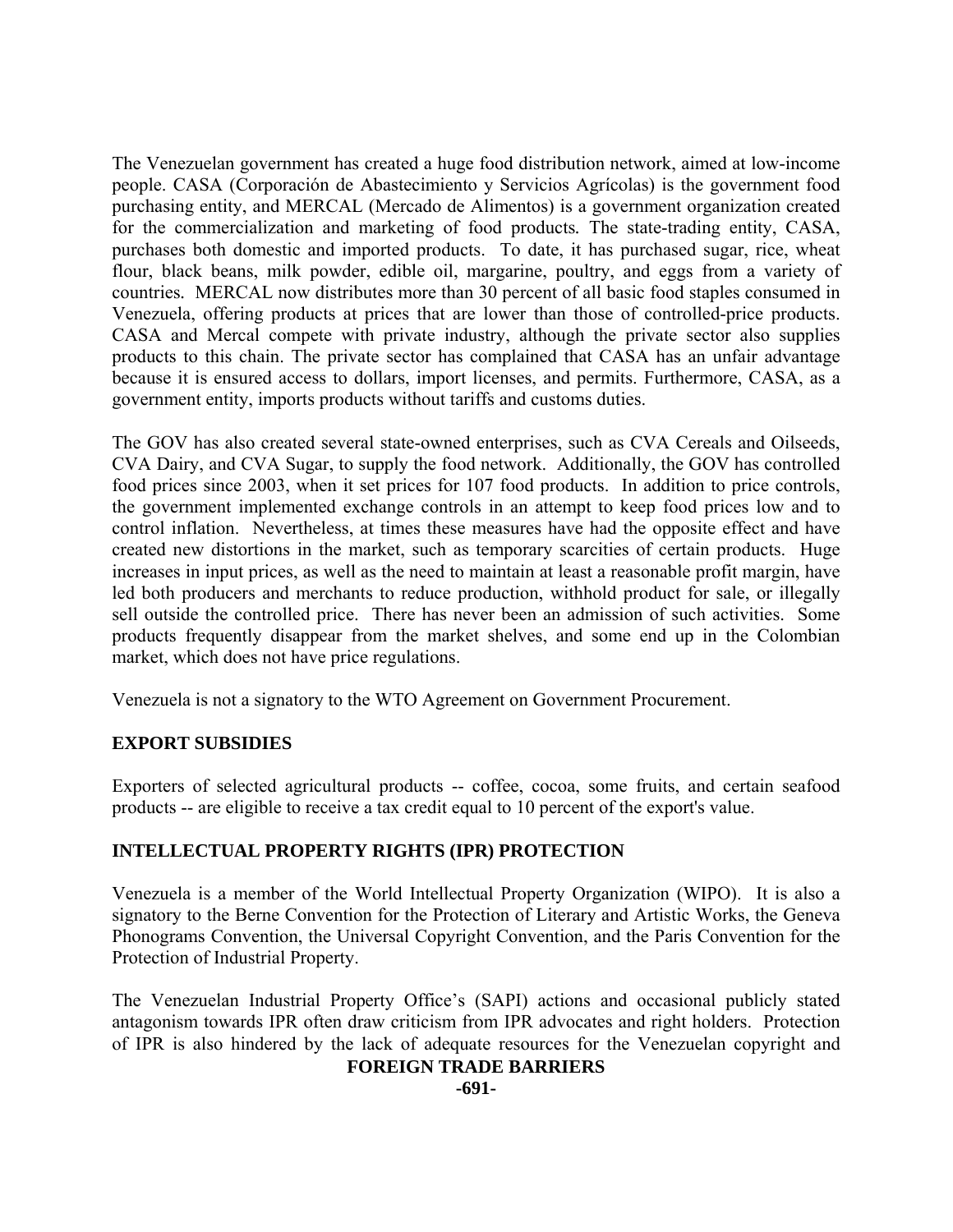The Venezuelan government has created a huge food distribution network, aimed at low-income people. CASA (Corporación de Abastecimiento y Servicios Agrícolas) is the government food purchasing entity, and MERCAL (Mercado de Alimentos) is a government organization created for the commercialization and marketing of food products. The state-trading entity, CASA, purchases both domestic and imported products. To date, it has purchased sugar, rice, wheat flour, black beans, milk powder, edible oil, margarine, poultry, and eggs from a variety of countries. MERCAL now distributes more than 30 percent of all basic food staples consumed in Venezuela, offering products at prices that are lower than those of controlled-price products. CASA and Mercal compete with private industry, although the private sector also supplies products to this chain. The private sector has complained that CASA has an unfair advantage because it is ensured access to dollars, import licenses, and permits. Furthermore, CASA, as a government entity, imports products without tariffs and customs duties.

The GOV has also created several state-owned enterprises, such as CVA Cereals and Oilseeds, CVA Dairy, and CVA Sugar, to supply the food network. Additionally, the GOV has controlled food prices since 2003, when it set prices for 107 food products. In addition to price controls, the government implemented exchange controls in an attempt to keep food prices low and to control inflation. Nevertheless, at times these measures have had the opposite effect and have created new distortions in the market, such as temporary scarcities of certain products. Huge increases in input prices, as well as the need to maintain at least a reasonable profit margin, have led both producers and merchants to reduce production, withhold product for sale, or illegally sell outside the controlled price. There has never been an admission of such activities. Some products frequently disappear from the market shelves, and some end up in the Colombian market, which does not have price regulations.

Venezuela is not a signatory to the WTO Agreement on Government Procurement.

## EXPORT SUBSIDIES

Exporters of selected agricultural products -- coffee, cocoa, some fruits, and certain seafood products -- are eligible to receive a tax credit equal to 10 percent of the export's value.

## INTELLECTUAL PROPERTY RIGHTS (IPR) PROTECTION

Venezuela is a member of the World Intellectual Property Organization (WIPO). It is also a signatory to the Berne Convention for the Protection of Literary and Artistic Works, the Geneva Phonograms Convention, the Universal Copyright Convention, and the Paris Convention for the Protection of Industrial Property.

The Venezuelan Industrial Property Office's (SAPI) actions and occasional publicly stated antagonism towards IPR often draw criticism from IPR advocates and right holders. Protection of IPR is also hindered by the lack of adequate resources for the Venezuelan copyright and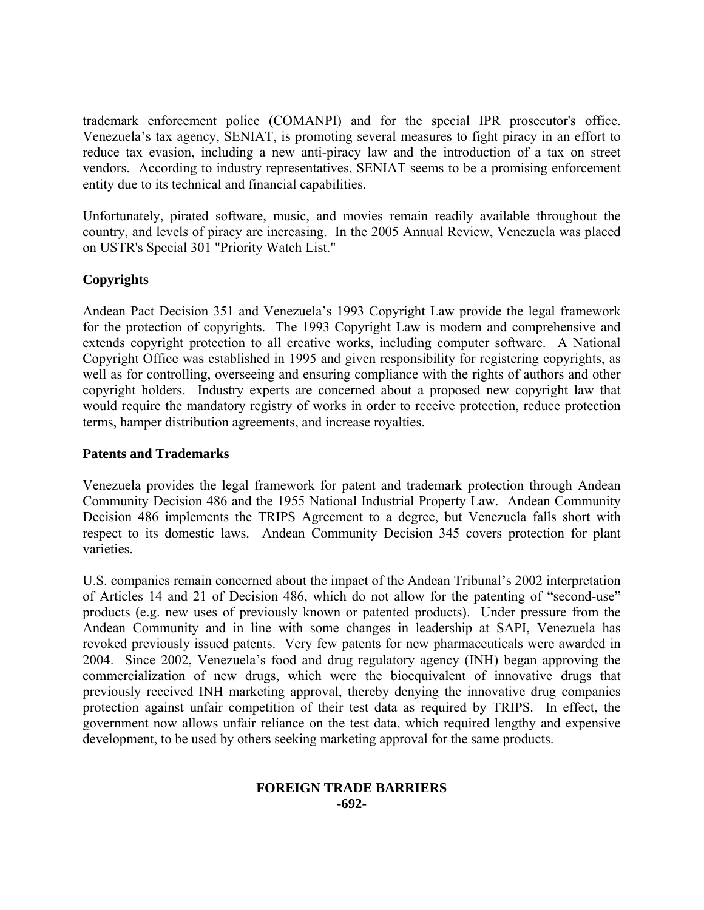trademark enforcement police (COMANPI) and for the special IPR prosecutor's office. Venezuela's tax agency, SENIAT, is promoting several measures to fight piracy in an effort to reduce tax evasion, including a new anti-piracy law and the introduction of a tax on street vendors. According to industry representatives, SENIAT seems to be a promising enforcement entity due to its technical and financial capabilities.

Unfortunately, pirated software, music, and movies remain readily available throughout the country, and levels of piracy are increasing. In the 2005 Annual Review, Venezuela was placed on USTR's Special 301 "Priority Watch List."

**Copyrights**

Andean Pact Decision 351 and Venezuela's 1993 Copyright Law provide the legal framework for the protection of copyrights. The 1993 Copyright Law is modern and comprehensive and extends copyright protection to all creative works, including computer software. A National Copyright Office was established in 1995 and given responsibility for registering copyrights, as well as for controlling, overseeing and ensuring compliance with the rights of authors and other copyright holders. Industry experts are concerned about a proposed new copyright law that would require the mandatory registry of works in order to receive protection, reduce protection terms, hamper distribution agreements, and increase royalties.

**Patents and Trademarks**

Venezuela provides the legal framework for patent and trademark protection through Andean Community Decision 486 and the 1955 National Industrial Property Law. Andean Community Decision 486 implements the TRIPS Agreement to a degree, but Venezuela falls short with respect to its domestic laws. Andean Community Decision 345 covers protection for plant varieties.

U.S. companies remain concerned about the impact of the Andean Tribunal's 2002 interpretation of Articles 14 and 21 of Decision 486, which do not allow for the patenting of "second-use" products (e.g. new uses of previously known or patented products). Under pressure from the Andean Community and in line with some changes in leadership at SAPI, Venezuela has revoked previously issued patents. Very few patents for new pharmaceuticals were awarded in 2004. Since 2002, Venezuela's food and drug regulatory agency (INH) began approving the commercialization of new drugs, which were the bioequivalent of innovative drugs that previously received INH marketing approval, thereby denying the innovative drug companies protection against unfair competition of their test data as required by TRIPS. In effect, the government now allows unfair reliance on the test data, which required lengthy and expensive development, to be used by others seeking marketing approval for the same products.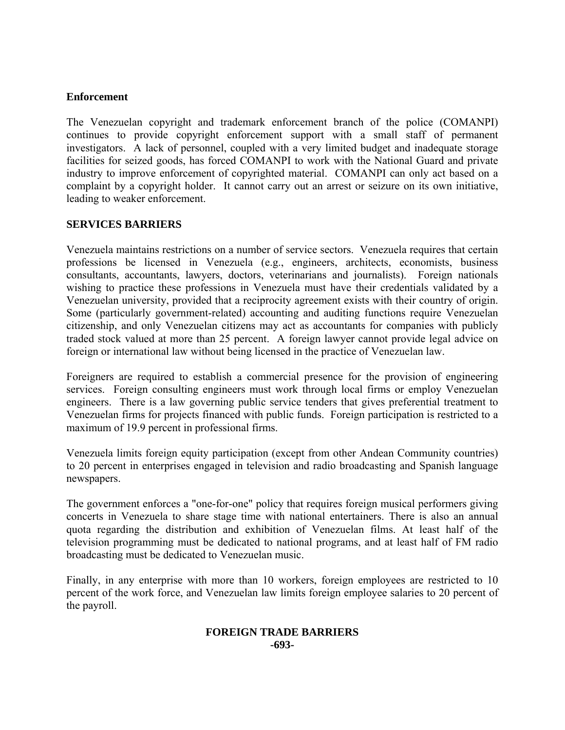## Enforcement

The Venezuelan copyright and trademark enforcement branch of the police (COMANPI) continues to provide copyright enforcement support with a small staff of permanent investigators. A lack of personnel, coupled with a very limited budget and inadequate storage facilities for seized goods, has forced COMANPI to work with the National Guard and private industry to improve enforcement of copyrighted material. COMANPI can only act based on a complaint by a copyright holder. It cannot carry out an arrest or seizure on its own initiative, leading to weaker enforcement.

## SERVICES BARRIERS

Venezuela maintains restrictions on a number of service sectors. Venezuela requires that certain professions be licensed in Venezuela (e.g., engineers, architects, economists, business consultants, accountants, lawyers, doctors, veterinarians and journalists). Foreign nationals wishing to practice these professions in Venezuela must have their credentials validated by a Venezuelan university, provided that a reciprocity agreement exists with their country of origin. Some (particularly government-related) accounting and auditing functions require Venezuelan citizenship, and only Venezuelan citizens may act as accountants for companies with publicly traded stock valued at more than 25 percent. A foreign lawyer cannot provide legal advice on foreign or international law without being licensed in the practice of Venezuelan law.

Foreigners are required to establish a commercial presence for the provision of engineering services. Foreign consulting engineers must work through local firms or employ Venezuelan engineers. There is a law governing public service tenders that gives preferential treatment to Venezuelan firms for projects financed with public funds. Foreign participation is restricted to a maximum of 19.9 percent in professional firms.

Venezuela limits foreign equity participation (except from other Andean Community countries) to 20 percent in enterprises engaged in television and radio broadcasting and Spanish language newspapers.

The government enforces a "one-for-one" policy that requires foreign musical performers giving concerts in Venezuela to share stage time with national entertainers. There is also an annual quota regarding the distribution and exhibition of Venezuelan films. At least half of the television programming must be dedicated to national programs, and at least half of FM radio broadcasting must be dedicated to Venezuelan music.

Finally, in any enterprise with more than 10 workers, foreign employees are restricted to 10 percent of the work force, and Venezuelan law limits foreign employee salaries to 20 percent of the payroll.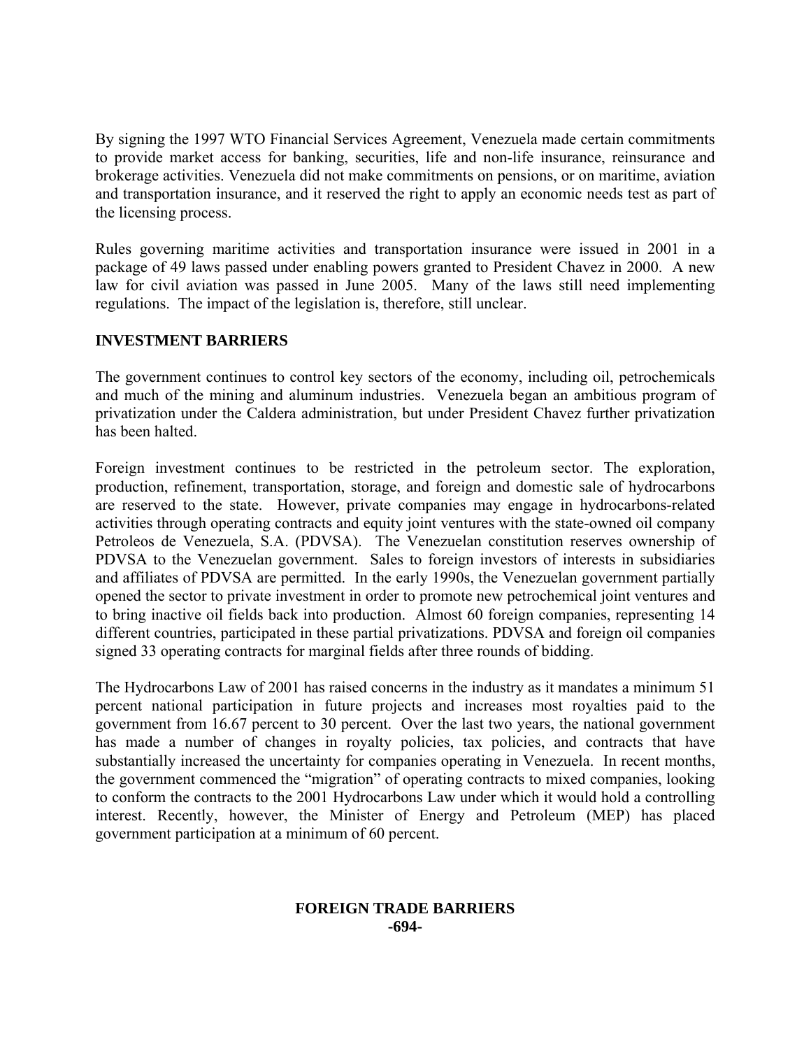By signing the 1997 WTO Financial Services Agreement, Venezuela made certain commitments to provide market access for banking, securities, life and non-life insurance, reinsurance and brokerage activities. Venezuela did not make commitments on pensions, or on maritime, aviation and transportation insurance, and it reserved the right to apply an economic needs test as part of the licensing process.

Rules governing maritime activities and transportation insurance were issued in 2001 in a package of 49 laws passed under enabling powers granted to President Chavez in 2000. A new law for civil aviation was passed in June 2005. Many of the laws still need implementing regulations. The impact of the legislation is, therefore, still unclear.

## INVESTMENT BARRIERS

The government continues to control key sectors of the economy, including oil, petrochemicals and much of the mining and aluminum industries. Venezuela began an ambitious program of privatization under the Caldera administration, but under President Chavez further privatization has been halted.

Foreign investment continues to be restricted in the petroleum sector. The exploration, production, refinement, transportation, storage, and foreign and domestic sale of hydrocarbons are reserved to the state. However, private companies may engage in hydrocarbons-related activities through operating contracts and equity joint ventures with the state-owned oil company Petroleos de Venezuela, S.A. (PDVSA). The Venezuelan constitution reserves ownership of PDVSA to the Venezuelan government. Sales to foreign investors of interests in subsidiaries and affiliates of PDVSA are permitted. In the early 1990s, the Venezuelan government partially opened the sector to private investment in order to promote new petrochemical joint ventures and to bring inactive oil fields back into production. Almost 60 foreign companies, representing 14 different countries, participated in these partial privatizations. PDVSA and foreign oil companies signed 33 operating contracts for marginal fields after three rounds of bidding.

The Hydrocarbons Law of 2001 has raised concerns in the industry as it mandates a minimum 51 percent national participation in future projects and increases most royalties paid to the government from 16.67 percent to 30 percent. Over the last two years, the national government has made a number of changes in royalty policies, tax policies, and contracts that have substantially increased the uncertainty for companies operating in Venezuela. In recent months, the government commenced the "migration" of operating contracts to mixed companies, looking to conform the contracts to the 2001 Hydrocarbons Law under which it would hold a controlling interest. Recently, however, the Minister of Energy and Petroleum (MEP) has placed government participation at a minimum of 60 percent.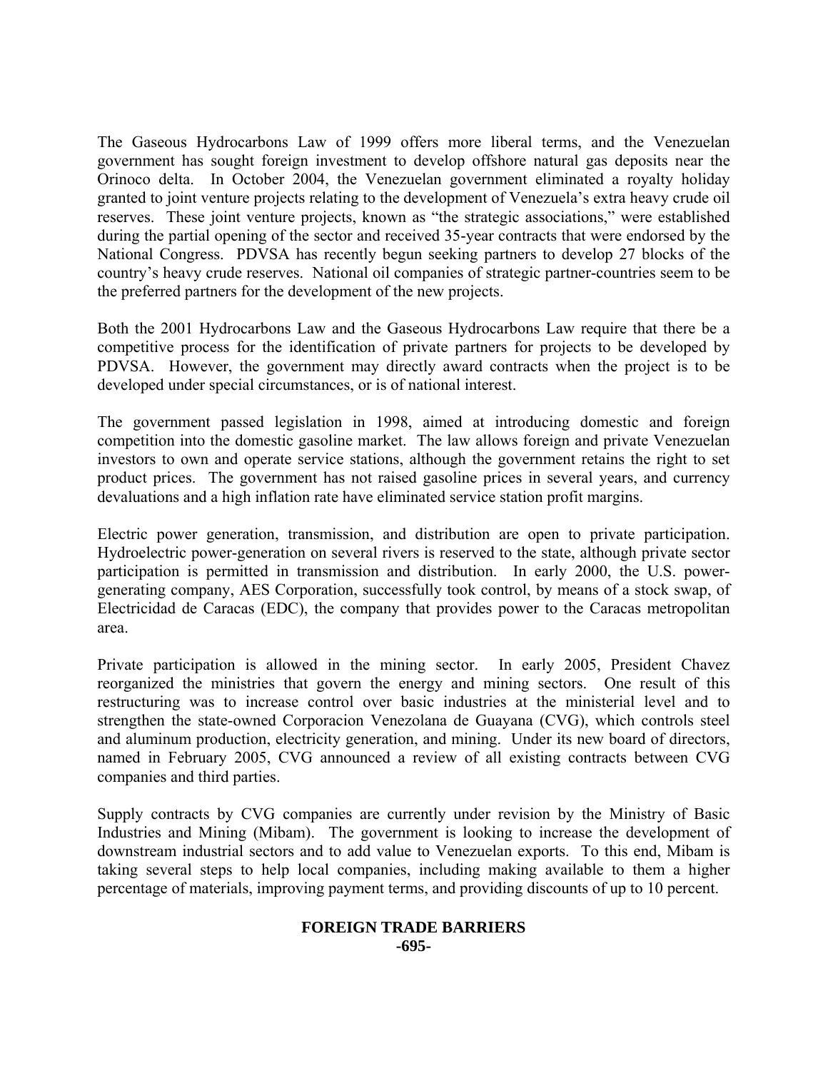The Gaseous Hydrocarbons Law of 1999 offers more liberal terms, and the Venezuelan government has sought foreign investment to develop offshore natural gas deposits near the Orinoco delta. In October 2004, the Venezuelan government eliminated a royalty holiday granted to joint venture projects relating to the development of Venezuela's extra heavy crude oil reserves. These joint venture projects, known as "the strategic associations," were established during the partial opening of the sector and received 35-year contracts that were endorsed by the National Congress. PDVSA has recently begun seeking partners to develop 27 blocks of the country's heavy crude reserves. National oil companies of strategic partner-countries seem to be the preferred partners for the development of the new projects.

Both the 2001 Hydrocarbons Law and the Gaseous Hydrocarbons Law require that there be a competitive process for the identification of private partners for projects to be developed by PDVSA. However, the government may directly award contracts when the project is to be developed under special circumstances, or is of national interest.

The government passed legislation in 1998, aimed at introducing domestic and foreign competition into the domestic gasoline market. The law allows foreign and private Venezuelan investors to own and operate service stations, although the government retains the right to set product prices. The government has not raised gasoline prices in several years, and currency devaluations and a high inflation rate have eliminated service station profit margins.

Electric power generation, transmission, and distribution are open to private participation. Hydroelectric power-generation on several rivers is reserved to the state, although private sector participation is permitted in transmission and distribution. In early 2000, the U.S. power-generating company, AES Corporation, successfully took control, by means of a stock swap, of Electricidad de Caracas (EDC), the company that provides power to the Caracas metropolitan area.

Private participation is allowed in the mining sector. In early 2005, President Chavez reorganized the ministries that govern the energy and mining sectors. One result of this restructuring was to increase control over basic industries at the ministerial level and to strengthen the state-owned Corporacion Venezolana de Guayana (CVG), which controls steel and aluminum production, electricity generation, and mining. Under its new board of directors, named in February 2005, CVG announced a review of all existing contracts between CVG companies and third parties.

Supply contracts by CVG companies are currently under revision by the Ministry of Basic Industries and Mining (Mibam). The government is looking to increase the development of downstream industrial sectors and to add value to Venezuelan exports. To this end, Mibam is taking several steps to help local companies, including making available to them a higher percentage of materials, improving payment terms, and providing discounts of up to 10 percent.